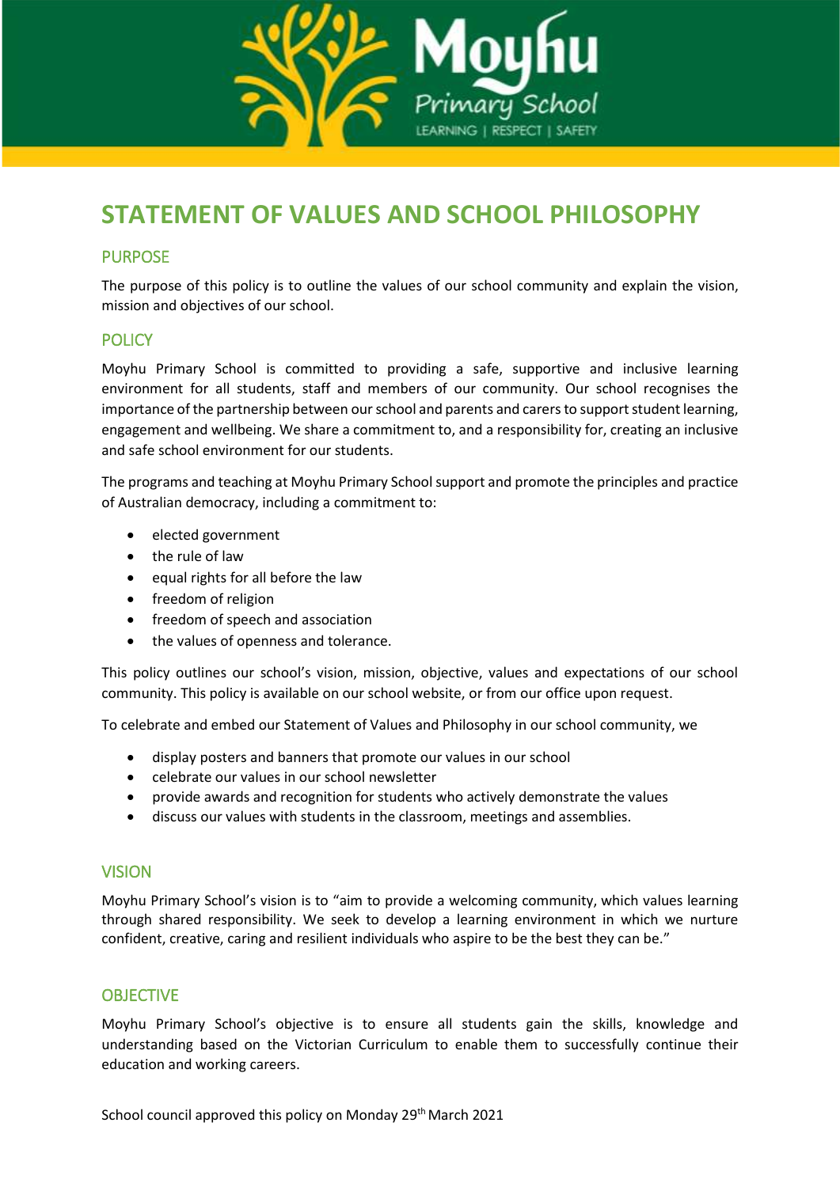# STATEMENT OF VALUES AND SCHOOL PHILOSOPHY

## PURPOSE

The purpose of this policy is to outline the values of our school community and explain the vision, mission and objectives of our school.

## POLICY

Moyhu Primary School is committed to providing a safe, supportive and inclusive learning environment for all students, staff and members of our community. Our school recognises the importance of the partnership between our school and parents and carers to support student learning, engagement and wellbeing. We share a commitment to, and a responsibility for, creating an inclusive and safe school environment for our students.

The programs and teaching at Moyhu Primary School support and promote the principles and practice of Australian democracy, including a commitment to:

- elected government
- the rule of law
- equal rights for all before the law
- freedom of religion
- freedom of speech and association
- the values of openness and tolerance.

This policy outlines our school's vision, mission, objective, values and expectations of our school community. This policy is available on our school website, or from our office upon request.

To celebrate and embed our Statement of Values and Philosophy in our school community, we

- display posters and banners that promote our values in our school
- celebrate our values in our school newsletter
- provide awards and recognition for students who actively demonstrate the values
- discuss our values with students in the classroom, meetings and assemblies.

## VISION

Moyhu Primary School's vision is to "aim to provide a welcoming community, which values learning through shared responsibility. We seek to develop a learning environment in which we nurture confident, creative, caring and resilient individuals who aspire to be the best they can be."

## OBJECTIVE

Moyhu Primary School's objective is to ensure all students gain the skills, knowledge and understanding based on the Victorian Curriculum to enable them to successfully continue their education and working careers.

School council approved this policy on Monday 29th March 2021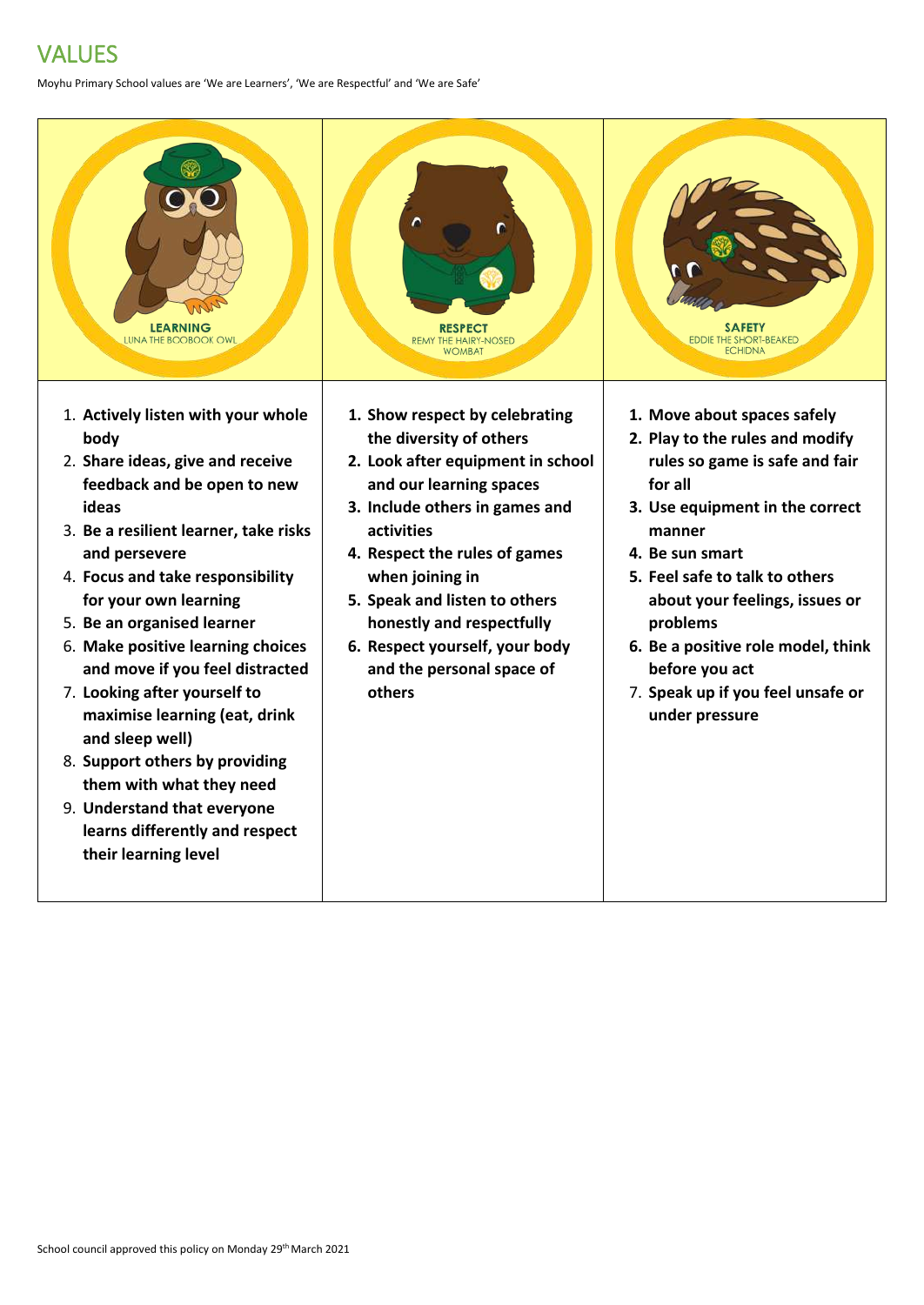# VALUES

Moyhu Primary School values are 'We are Learners', 'We are Respectful' and 'We are Safe'

**LEARNING**
LUNA THE BOOBOOK OWL

1. **Actively listen with your whole body**
2. **Share ideas, give and receive feedback and be open to new ideas**
3. **Be a resilient learner, take risks and persevere**
4. **Focus and take responsibility for your own learning**
5. **Be an organised learner**
6. **Make positive learning choices and move if you feel distracted**
7. **Looking after yourself to maximise learning (eat, drink and sleep well)**
8. **Support others by providing them with what they need**
9. **Understand that everyone learns differently and respect their learning level**

**RESPECT**
REMY THE HAIRY-NOSED WOMBAT

1. **Show respect by celebrating the diversity of others**
2. **Look after equipment in school and our learning spaces**
3. **Include others in games and activities**
4. **Respect the rules of games when joining in**
5. **Speak and listen to others honestly and respectfully**
6. **Respect yourself, your body and the personal space of others**

**SAFETY**
EDDIE THE SHORT-BEAKED ECHIDNA

1. **Move about spaces safely**
2. **Play to the rules and modify rules so game is safe and fair for all**
3. **Use equipment in the correct manner**
4. **Be sun smart**
5. **Feel safe to talk to others about your feelings, issues or problems**
6. **Be a positive role model, think before you act**
7. **Speak up if you feel unsafe or under pressure**

School council approved this policy on Monday 29th March 2021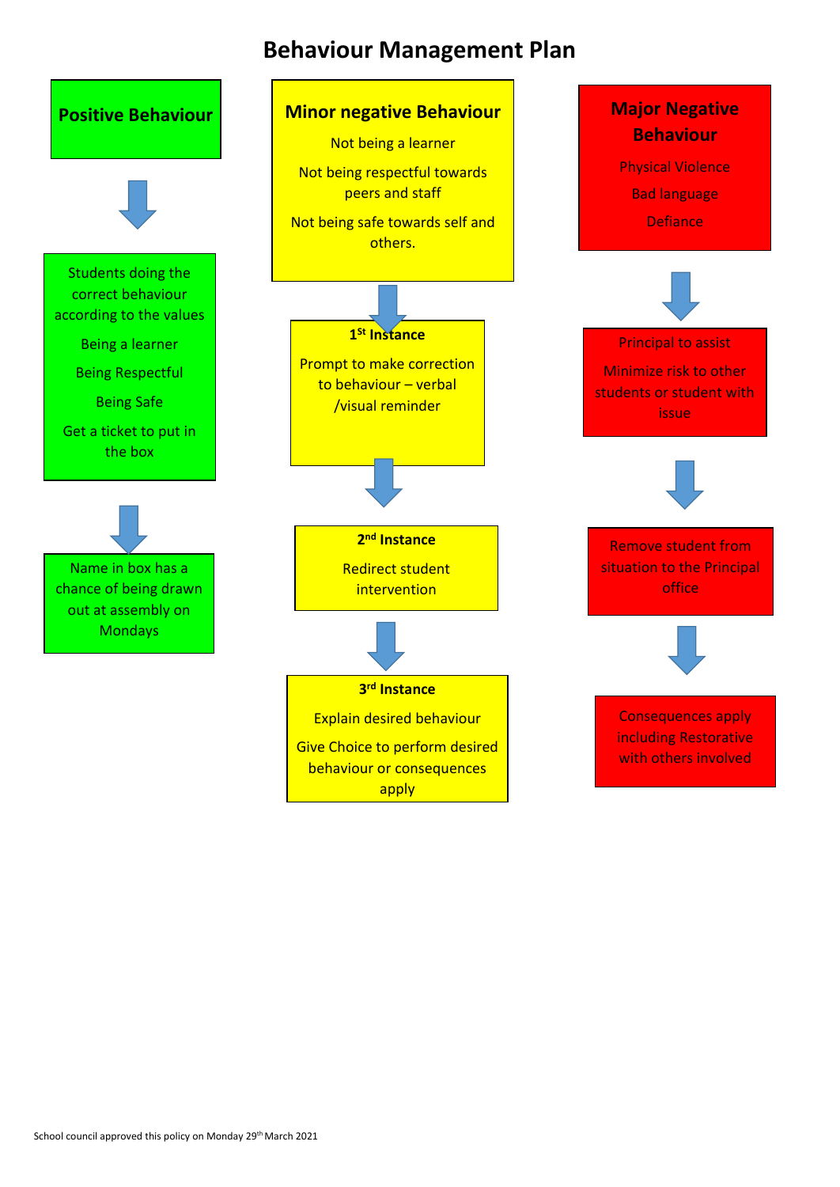# Behaviour Management Plan

## Positive Behaviour

↓

Students doing the correct behaviour according to the values

Being a learner

Being Respectful

Being Safe

Get a ticket to put in the box

↓

Name in box has a chance of being drawn out at assembly on Mondays

## Minor negative Behaviour

Not being a learner

Not being respectful towards peers and staff

Not being safe towards self and others.

↓

**1st Instance**

Prompt to make correction to behaviour – verbal /visual reminder

↓

**2nd Instance**

Redirect student intervention

↓

**3rd Instance**

Explain desired behaviour

Give Choice to perform desired behaviour or consequences apply

## Major Negative Behaviour

Physical Violence

Bad language

Defiance

↓

Principal to assist

Minimize risk to other students or student with issue

↓

Remove student from situation to the Principal office

↓

Consequences apply including Restorative with others involved

School council approved this policy on Monday 29th March 2021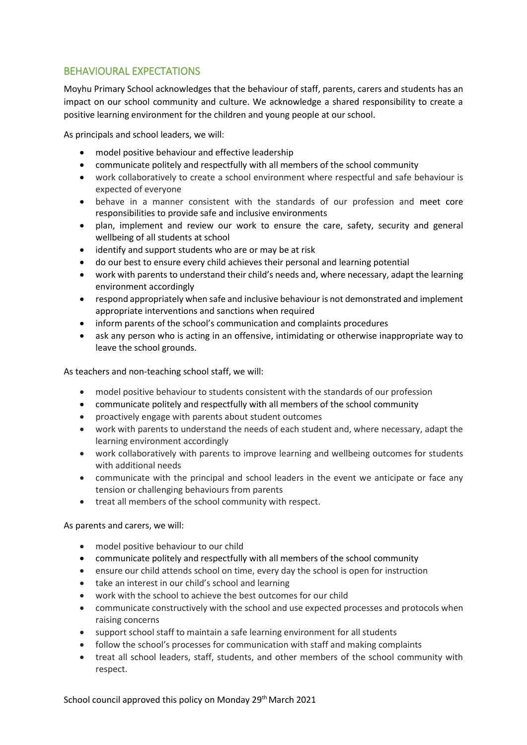## BEHAVIOURAL EXPECTATIONS

Moyhu Primary School acknowledges that the behaviour of staff, parents, carers and students has an impact on our school community and culture. We acknowledge a shared responsibility to create a positive learning environment for the children and young people at our school.

As principals and school leaders, we will:

- model positive behaviour and effective leadership
- communicate politely and respectfully with all members of the school community
- work collaboratively to create a school environment where respectful and safe behaviour is expected of everyone
- behave in a manner consistent with the standards of our profession and meet core responsibilities to provide safe and inclusive environments
- plan, implement and review our work to ensure the care, safety, security and general wellbeing of all students at school
- identify and support students who are or may be at risk
- do our best to ensure every child achieves their personal and learning potential
- work with parents to understand their child's needs and, where necessary, adapt the learning environment accordingly
- respond appropriately when safe and inclusive behaviour is not demonstrated and implement appropriate interventions and sanctions when required
- inform parents of the school's communication and complaints procedures
- ask any person who is acting in an offensive, intimidating or otherwise inappropriate way to leave the school grounds.

As teachers and non-teaching school staff, we will:

- model positive behaviour to students consistent with the standards of our profession
- communicate politely and respectfully with all members of the school community
- proactively engage with parents about student outcomes
- work with parents to understand the needs of each student and, where necessary, adapt the learning environment accordingly
- work collaboratively with parents to improve learning and wellbeing outcomes for students with additional needs
- communicate with the principal and school leaders in the event we anticipate or face any tension or challenging behaviours from parents
- treat all members of the school community with respect.

As parents and carers, we will:

- model positive behaviour to our child
- communicate politely and respectfully with all members of the school community
- ensure our child attends school on time, every day the school is open for instruction
- take an interest in our child's school and learning
- work with the school to achieve the best outcomes for our child
- communicate constructively with the school and use expected processes and protocols when raising concerns
- support school staff to maintain a safe learning environment for all students
- follow the school's processes for communication with staff and making complaints
- treat all school leaders, staff, students, and other members of the school community with respect.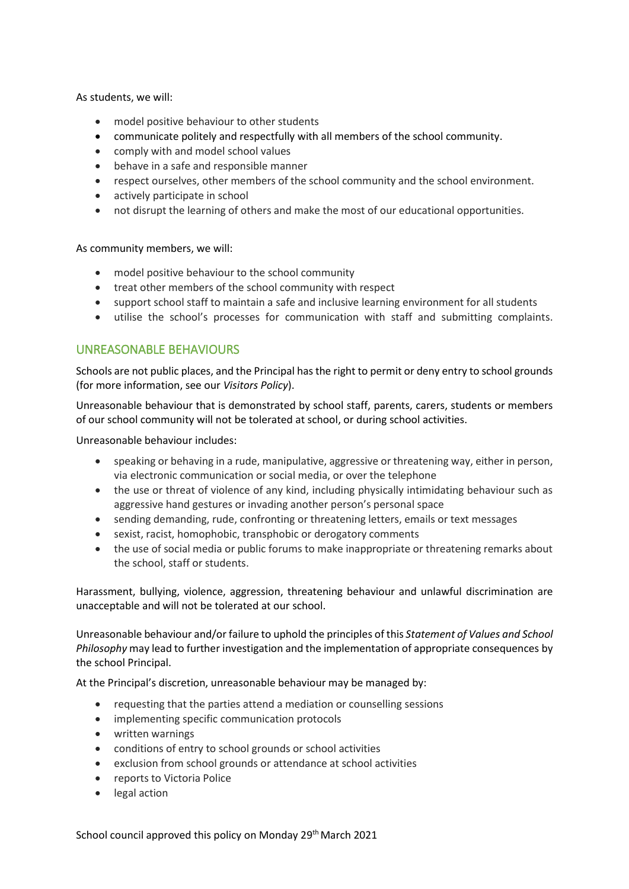As students, we will:

- model positive behaviour to other students
- communicate politely and respectfully with all members of the school community.
- comply with and model school values
- behave in a safe and responsible manner
- respect ourselves, other members of the school community and the school environment.
- actively participate in school
- not disrupt the learning of others and make the most of our educational opportunities.

As community members, we will:

- model positive behaviour to the school community
- treat other members of the school community with respect
- support school staff to maintain a safe and inclusive learning environment for all students
- utilise the school's processes for communication with staff and submitting complaints.

## UNREASONABLE BEHAVIOURS

Schools are not public places, and the Principal has the right to permit or deny entry to school grounds (for more information, see our *Visitors Policy*).

Unreasonable behaviour that is demonstrated by school staff, parents, carers, students or members of our school community will not be tolerated at school, or during school activities.

Unreasonable behaviour includes:

- speaking or behaving in a rude, manipulative, aggressive or threatening way, either in person, via electronic communication or social media, or over the telephone
- the use or threat of violence of any kind, including physically intimidating behaviour such as aggressive hand gestures or invading another person's personal space
- sending demanding, rude, confronting or threatening letters, emails or text messages
- sexist, racist, homophobic, transphobic or derogatory comments
- the use of social media or public forums to make inappropriate or threatening remarks about the school, staff or students.

Harassment, bullying, violence, aggression, threatening behaviour and unlawful discrimination are unacceptable and will not be tolerated at our school.

Unreasonable behaviour and/or failure to uphold the principles of this *Statement of Values and School Philosophy* may lead to further investigation and the implementation of appropriate consequences by the school Principal.

At the Principal's discretion, unreasonable behaviour may be managed by:

- requesting that the parties attend a mediation or counselling sessions
- implementing specific communication protocols
- written warnings
- conditions of entry to school grounds or school activities
- exclusion from school grounds or attendance at school activities
- reports to Victoria Police
- legal action

School council approved this policy on Monday 29th March 2021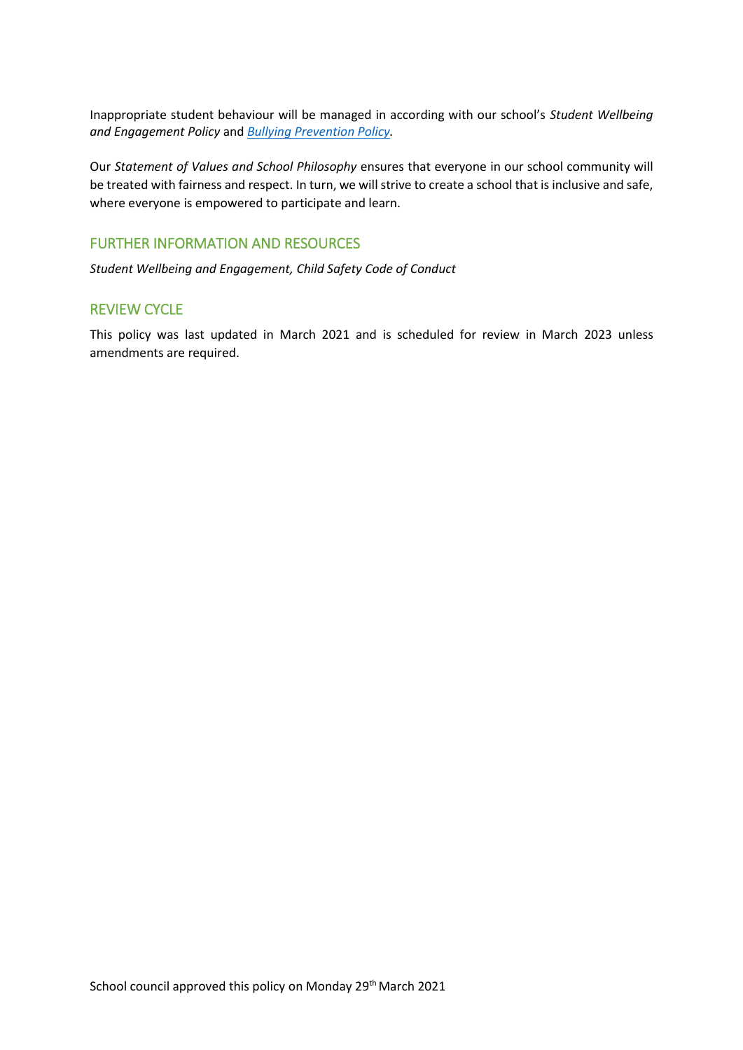Inappropriate student behaviour will be managed in according with our school's *Student Wellbeing and Engagement Policy* and *Bullying Prevention Policy.*

Our *Statement of Values and School Philosophy* ensures that everyone in our school community will be treated with fairness and respect. In turn, we will strive to create a school that is inclusive and safe, where everyone is empowered to participate and learn.

## FURTHER INFORMATION AND RESOURCES

*Student Wellbeing and Engagement, Child Safety Code of Conduct*

## REVIEW CYCLE

This policy was last updated in March 2021 and is scheduled for review in March 2023 unless amendments are required.

School council approved this policy on Monday 29th March 2021